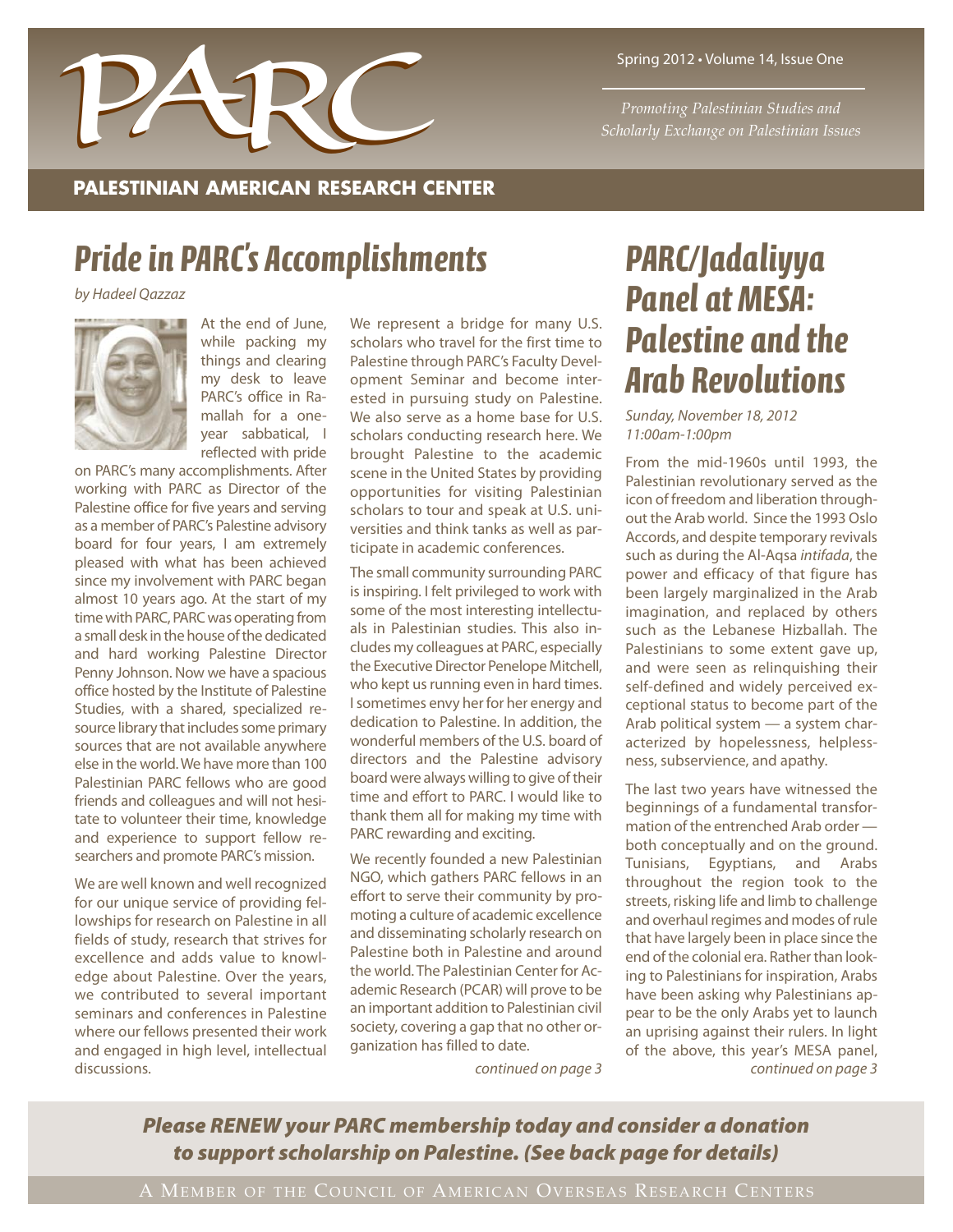# PARC

Spring 2012 • Volume 14, Issue One

*Promoting Palestinian Studies and Scholarly Exchange on Palestinian Issues*

**PALESTINIAN AMERICAN RESEARCH CENTER**

## Pride in PARC's Accomplishments

*by Hadeel Qazzaz*

At the end of June, while packing my things and clearing my desk to leave PARC's office in Ramallah for a one-year sabbatical, I reflected with pride on PARC's many accomplishments. After working with PARC as Director of the Palestine office for five years and serving as a member of PARC's Palestine advisory board for four years, I am extremely pleased with what has been achieved since my involvement with PARC began almost 10 years ago. At the start of my time with PARC, PARC was operating from a small desk in the house of the dedicated and hard working Palestine Director Penny Johnson. Now we have a spacious office hosted by the Institute of Palestine Studies, with a shared, specialized resource library that includes some primary sources that are not available anywhere else in the world. We have more than 100 Palestinian PARC fellows who are good friends and colleagues and will not hesitate to volunteer their time, knowledge and experience to support fellow researchers and promote PARC's mission.

We are well known and well recognized for our unique service of providing fellowships for research on Palestine in all fields of study, research that strives for excellence and adds value to knowledge about Palestine. Over the years, we contributed to several important seminars and conferences in Palestine where our fellows presented their work and engaged in high level, intellectual discussions.

We represent a bridge for many U.S. scholars who travel for the first time to Palestine through PARC's Faculty Development Seminar and become interested in pursuing study on Palestine. We also serve as a home base for U.S. scholars conducting research here. We brought Palestine to the academic scene in the United States by providing opportunities for visiting Palestinian scholars to tour and speak at U.S. universities and think tanks as well as participate in academic conferences.

The small community surrounding PARC is inspiring. I felt privileged to work with some of the most interesting intellectuals in Palestinian studies. This also includes my colleagues at PARC, especially the Executive Director Penelope Mitchell, who kept us running even in hard times. I sometimes envy her for her energy and dedication to Palestine. In addition, the wonderful members of the U.S. board of directors and the Palestine advisory board were always willing to give of their time and effort to PARC. I would like to thank them all for making my time with PARC rewarding and exciting.

We recently founded a new Palestinian NGO, which gathers PARC fellows in an effort to serve their community by promoting a culture of academic excellence and disseminating scholarly research on Palestine both in Palestine and around the world. The Palestinian Center for Academic Research (PCAR) will prove to be an important addition to Palestinian civil society, covering a gap that no other organization has filled to date.

*continued on page 3*

## PARC/Jadaliyya Panel at MESA: Palestine and the Arab Revolutions

*Sunday, November 18, 2012*
*11:00am-1:00pm*

From the mid-1960s until 1993, the Palestinian revolutionary served as the icon of freedom and liberation throughout the Arab world. Since the 1993 Oslo Accords, and despite temporary revivals such as during the Al-Aqsa *intifada*, the power and efficacy of that figure has been largely marginalized in the Arab imagination, and replaced by others such as the Lebanese Hizballah. The Palestinians to some extent gave up, and were seen as relinquishing their self-defined and widely perceived exceptional status to become part of the Arab political system — a system characterized by hopelessness, helplessness, subservience, and apathy.

The last two years have witnessed the beginnings of a fundamental transformation of the entrenched Arab order — both conceptually and on the ground. Tunisians, Egyptians, and Arabs throughout the region took to the streets, risking life and limb to challenge and overhaul regimes and modes of rule that have largely been in place since the end of the colonial era. Rather than looking to Palestinians for inspiration, Arabs have been asking why Palestinians appear to be the only Arabs yet to launch an uprising against their rulers. In light of the above, this year's MESA panel,

*continued on page 3*

***Please RENEW your PARC membership today and consider a donation to support scholarship on Palestine. (See back page for details)***

A MEMBER OF THE COUNCIL OF AMERICAN OVERSEAS RESEARCH CENTERS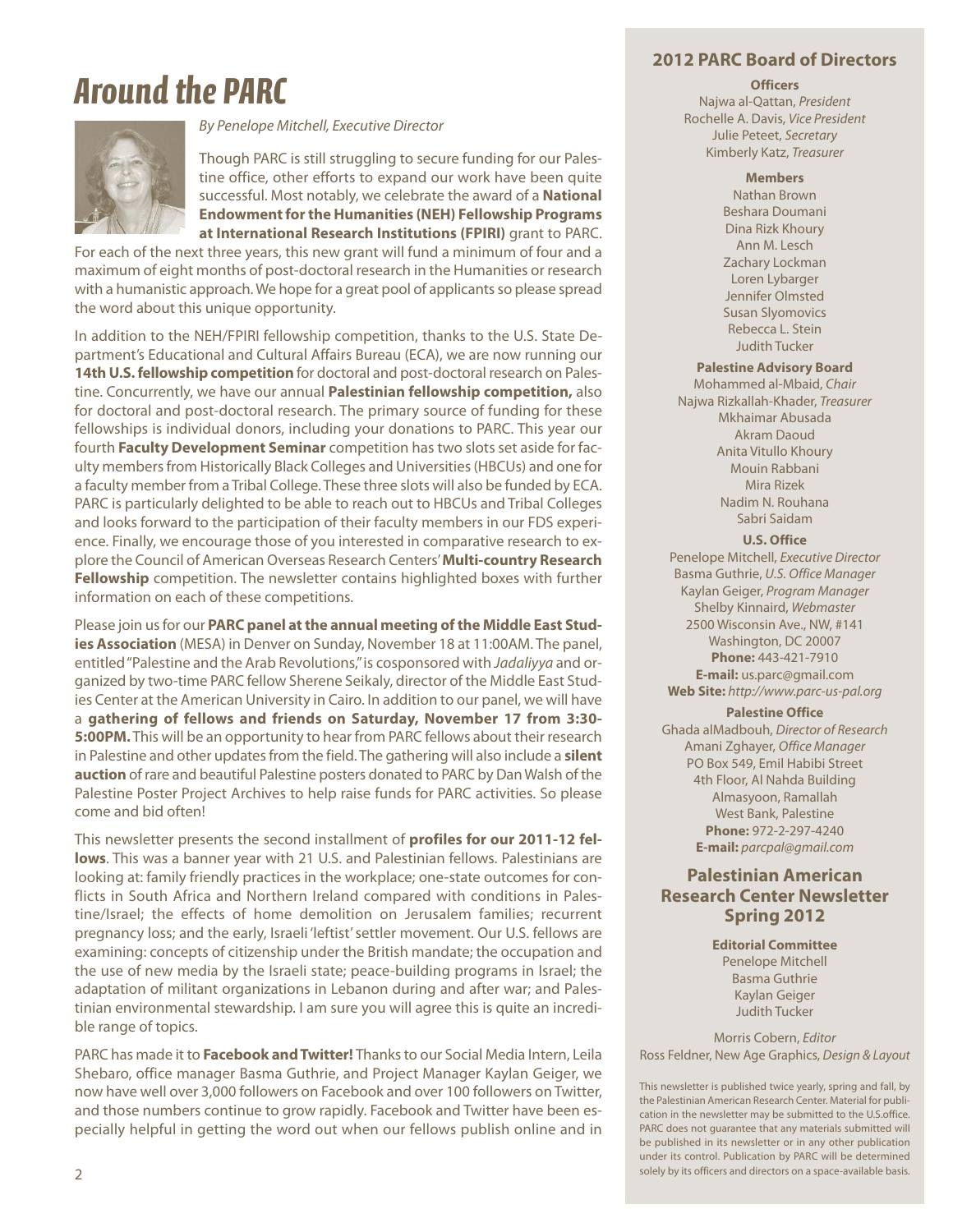# Around the PARC

*By Penelope Mitchell, Executive Director*

Though PARC is still struggling to secure funding for our Palestine office, other efforts to expand our work have been quite successful. Most notably, we celebrate the award of a **National Endowment for the Humanities (NEH) Fellowship Programs at International Research Institutions (FPIRI)** grant to PARC. For each of the next three years, this new grant will fund a minimum of four and a maximum of eight months of post-doctoral research in the Humanities or research with a humanistic approach. We hope for a great pool of applicants so please spread the word about this unique opportunity.

In addition to the NEH/FPIRI fellowship competition, thanks to the U.S. State Department's Educational and Cultural Affairs Bureau (ECA), we are now running our **14th U.S. fellowship competition** for doctoral and post-doctoral research on Palestine. Concurrently, we have our annual **Palestinian fellowship competition,** also for doctoral and post-doctoral research. The primary source of funding for these fellowships is individual donors, including your donations to PARC. This year our fourth **Faculty Development Seminar** competition has two slots set aside for faculty members from Historically Black Colleges and Universities (HBCUs) and one for a faculty member from a Tribal College. These three slots will also be funded by ECA. PARC is particularly delighted to be able to reach out to HBCUs and Tribal Colleges and looks forward to the participation of their faculty members in our FDS experience. Finally, we encourage those of you interested in comparative research to explore the Council of American Overseas Research Centers' **Multi-country Research Fellowship** competition. The newsletter contains highlighted boxes with further information on each of these competitions.

Please join us for our **PARC panel at the annual meeting of the Middle East Studies Association** (MESA) in Denver on Sunday, November 18 at 11:00AM. The panel, entitled "Palestine and the Arab Revolutions," is cosponsored with *Jadaliyya* and organized by two-time PARC fellow Sherene Seikaly, director of the Middle East Studies Center at the American University in Cairo. In addition to our panel, we will have a **gathering of fellows and friends on Saturday, November 17 from 3:30-5:00PM.** This will be an opportunity to hear from PARC fellows about their research in Palestine and other updates from the field. The gathering will also include a **silent auction** of rare and beautiful Palestine posters donated to PARC by Dan Walsh of the Palestine Poster Project Archives to help raise funds for PARC activities. So please come and bid often!

This newsletter presents the second installment of **profiles for our 2011-12 fellows**. This was a banner year with 21 U.S. and Palestinian fellows. Palestinians are looking at: family friendly practices in the workplace; one-state outcomes for conflicts in South Africa and Northern Ireland compared with conditions in Palestine/Israel; the effects of home demolition on Jerusalem families; recurrent pregnancy loss; and the early, Israeli 'leftist' settler movement. Our U.S. fellows are examining: concepts of citizenship under the British mandate; the occupation and the use of new media by the Israeli state; peace-building programs in Israel; the adaptation of militant organizations in Lebanon during and after war; and Palestinian environmental stewardship. I am sure you will agree this is quite an incredible range of topics.

PARC has made it to **Facebook and Twitter!** Thanks to our Social Media Intern, Leila Shebaro, office manager Basma Guthrie, and Project Manager Kaylan Geiger, we now have well over 3,000 followers on Facebook and over 100 followers on Twitter, and those numbers continue to grow rapidly. Facebook and Twitter have been especially helpful in getting the word out when our fellows publish online and in

## 2012 PARC Board of Directors

**Officers**

Najwa al-Qattan, *President*
Rochelle A. Davis, *Vice President*
Julie Peteet, *Secretary*
Kimberly Katz, *Treasurer*

**Members**

Nathan Brown
Beshara Doumani
Dina Rizk Khoury
Ann M. Lesch
Zachary Lockman
Loren Lybarger
Jennifer Olmsted
Susan Slyomovics
Rebecca L. Stein
Judith Tucker

**Palestine Advisory Board**

Mohammed al-Mbaid, *Chair*
Najwa Rizkallah-Khader, *Treasurer*
Mkhaimar Abusada
Akram Daoud
Anita Vitullo Khoury
Mouin Rabbani
Mira Rizek
Nadim N. Rouhana
Sabri Saidam

**U.S. Office**

Penelope Mitchell, *Executive Director*
Basma Guthrie, *U.S. Office Manager*
Kaylan Geiger, *Program Manager*
Shelby Kinnaird, *Webmaster*
2500 Wisconsin Ave., NW, #141
Washington, DC 20007
**Phone:** 443-421-7910
**E-mail:** us.parc@gmail.com
**Web Site:** *http://www.parc-us-pal.org*

**Palestine Office**

Ghada alMadbouh, *Director of Research*
Amani Zghayer, *Office Manager*
PO Box 549, Emil Habibi Street
4th Floor, Al Nahda Building
Almasyoon, Ramallah
West Bank, Palestine
**Phone:** 972-2-297-4240
**E-mail:** *parcpal@gmail.com*

## Palestinian American Research Center Newsletter Spring 2012

**Editorial Committee**

Penelope Mitchell
Basma Guthrie
Kaylan Geiger
Judith Tucker

Morris Cobern, *Editor*
Ross Feldner, New Age Graphics, *Design & Layout*

This newsletter is published twice yearly, spring and fall, by the Palestinian American Research Center. Material for publication in the newsletter may be submitted to the U.S.office. PARC does not guarantee that any materials submitted will be published in its newsletter or in any other publication under its control. Publication by PARC will be determined solely by its officers and directors on a space-available basis.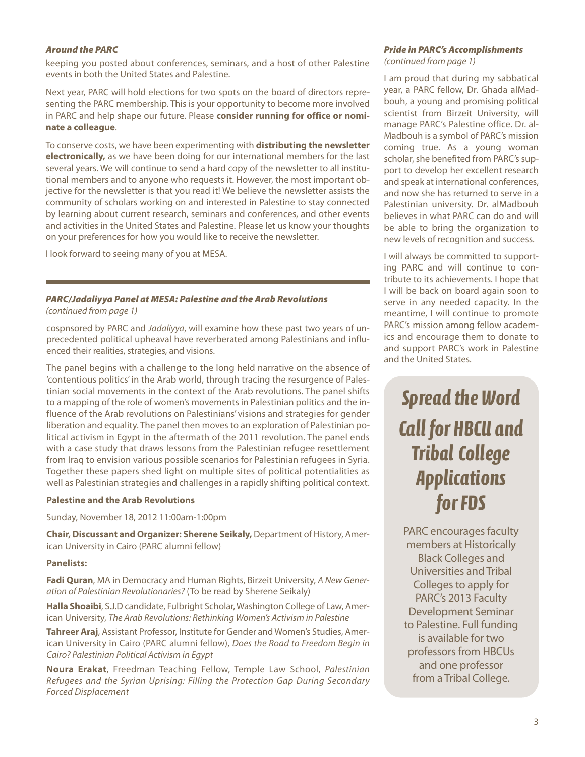### *Around the PARC*

keeping you posted about conferences, seminars, and a host of other Palestine events in both the United States and Palestine.

Next year, PARC will hold elections for two spots on the board of directors representing the PARC membership. This is your opportunity to become more involved in PARC and help shape our future. Please **consider running for office or nominate a colleague**.

To conserve costs, we have been experimenting with **distributing the newsletter electronically,** as we have been doing for our international members for the last several years. We will continue to send a hard copy of the newsletter to all institutional members and to anyone who requests it. However, the most important objective for the newsletter is that you read it! We believe the newsletter assists the community of scholars working on and interested in Palestine to stay connected by learning about current research, seminars and conferences, and other events and activities in the United States and Palestine. Please let us know your thoughts on your preferences for how you would like to receive the newsletter.

I look forward to seeing many of you at MESA.

### *PARC/Jadaliyya Panel at MESA: Palestine and the Arab Revolutions*

*(continued from page 1)*

cospnsored by PARC and *Jadaliyya*, will examine how these past two years of unprecedented political upheaval have reverberated among Palestinians and influenced their realities, strategies, and visions.

The panel begins with a challenge to the long held narrative on the absence of 'contentious politics' in the Arab world, through tracing the resurgence of Palestinian social movements in the context of the Arab revolutions. The panel shifts to a mapping of the role of women's movements in Palestinian politics and the influence of the Arab revolutions on Palestinians' visions and strategies for gender liberation and equality. The panel then moves to an exploration of Palestinian political activism in Egypt in the aftermath of the 2011 revolution. The panel ends with a case study that draws lessons from the Palestinian refugee resettlement from Iraq to envision various possible scenarios for Palestinian refugees in Syria. Together these papers shed light on multiple sites of political potentialities as well as Palestinian strategies and challenges in a rapidly shifting political context.

**Palestine and the Arab Revolutions**

Sunday, November 18, 2012 11:00am-1:00pm

**Chair, Discussant and Organizer: Sherene Seikaly,** Department of History, American University in Cairo (PARC alumni fellow)

**Panelists:**

**Fadi Quran**, MA in Democracy and Human Rights, Birzeit University, *A New Generation of Palestinian Revolutionaries?* (To be read by Sherene Seikaly)

**Halla Shoaibi**, S.J.D candidate, Fulbright Scholar, Washington College of Law, American University, *The Arab Revolutions: Rethinking Women's Activism in Palestine*

**Tahreer Araj**, Assistant Professor, Institute for Gender and Women's Studies, American University in Cairo (PARC alumni fellow), *Does the Road to Freedom Begin in Cairo? Palestinian Political Activism in Egypt*

**Noura Erakat**, Freedman Teaching Fellow, Temple Law School, *Palestinian Refugees and the Syrian Uprising: Filling the Protection Gap During Secondary Forced Displacement*

### *Pride in PARC's Accomplishments*

*(continued from page 1)*

I am proud that during my sabbatical year, a PARC fellow, Dr. Ghada alMadbouh, a young and promising political scientist from Birzeit University, will manage PARC's Palestine office. Dr. al-Madbouh is a symbol of PARC's mission coming true. As a young woman scholar, she benefited from PARC's support to develop her excellent research and speak at international conferences, and now she has returned to serve in a Palestinian university. Dr. alMadbouh believes in what PARC can do and will be able to bring the organization to new levels of recognition and success.

I will always be committed to supporting PARC and will continue to contribute to its achievements. I hope that I will be back on board again soon to serve in any needed capacity. In the meantime, I will continue to promote PARC's mission among fellow academics and encourage them to donate to and support PARC's work in Palestine and the United States.

## *Spread the Word*

## *Call for HBCU and Tribal College Applications for FDS*

PARC encourages faculty members at Historically Black Colleges and Universities and Tribal Colleges to apply for PARC's 2013 Faculty Development Seminar to Palestine. Full funding is available for two professors from HBCUs and one professor from a Tribal College.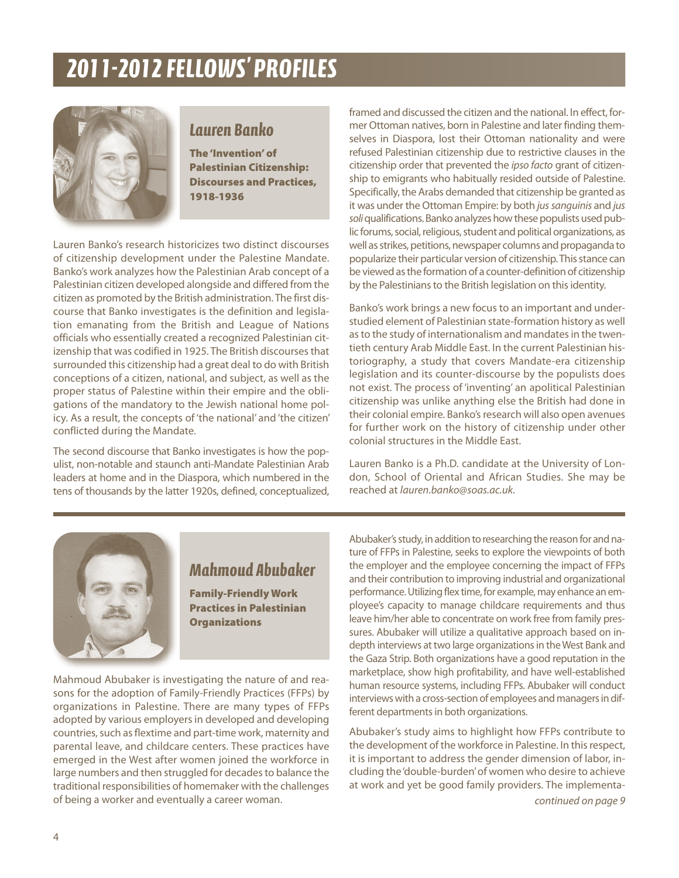# 2011-2012 FELLOWS' PROFILES

## Lauren Banko

### The 'Invention' of Palestinian Citizenship: Discourses and Practices, 1918-1936

Lauren Banko's research historicizes two distinct discourses of citizenship development under the Palestine Mandate. Banko's work analyzes how the Palestinian Arab concept of a Palestinian citizen developed alongside and differed from the citizen as promoted by the British administration. The first discourse that Banko investigates is the definition and legislation emanating from the British and League of Nations officials who essentially created a recognized Palestinian citizenship that was codified in 1925. The British discourses that surrounded this citizenship had a great deal to do with British conceptions of a citizen, national, and subject, as well as the proper status of Palestine within their empire and the obligations of the mandatory to the Jewish national home policy. As a result, the concepts of 'the national' and 'the citizen' conflicted during the Mandate.

The second discourse that Banko investigates is how the populist, non-notable and staunch anti-Mandate Palestinian Arab leaders at home and in the Diaspora, which numbered in the tens of thousands by the latter 1920s, defined, conceptualized, framed and discussed the citizen and the national. In effect, former Ottoman natives, born in Palestine and later finding themselves in Diaspora, lost their Ottoman nationality and were refused Palestinian citizenship due to restrictive clauses in the citizenship order that prevented the *ipso facto* grant of citizenship to emigrants who habitually resided outside of Palestine. Specifically, the Arabs demanded that citizenship be granted as it was under the Ottoman Empire: by both *jus sanguinis* and *jus soli* qualifications. Banko analyzes how these populists used public forums, social, religious, student and political organizations, as well as strikes, petitions, newspaper columns and propaganda to popularize their particular version of citizenship. This stance can be viewed as the formation of a counter-definition of citizenship by the Palestinians to the British legislation on this identity.

Banko's work brings a new focus to an important and understudied element of Palestinian state-formation history as well as to the study of internationalism and mandates in the twentieth century Arab Middle East. In the current Palestinian historiography, a study that covers Mandate-era citizenship legislation and its counter-discourse by the populists does not exist. The process of 'inventing' an apolitical Palestinian citizenship was unlike anything else the British had done in their colonial empire. Banko's research will also open avenues for further work on the history of citizenship under other colonial structures in the Middle East.

Lauren Banko is a Ph.D. candidate at the University of London, School of Oriental and African Studies. She may be reached at *lauren.banko@soas.ac.uk*.

## Mahmoud Abubaker

### Family-Friendly Work Practices in Palestinian Organizations

Mahmoud Abubaker is investigating the nature of and reasons for the adoption of Family-Friendly Practices (FFPs) by organizations in Palestine. There are many types of FFPs adopted by various employers in developed and developing countries, such as flextime and part-time work, maternity and parental leave, and childcare centers. These practices have emerged in the West after women joined the workforce in large numbers and then struggled for decades to balance the traditional responsibilities of homemaker with the challenges of being a worker and eventually a career woman.

Abubaker's study, in addition to researching the reason for and nature of FFPs in Palestine, seeks to explore the viewpoints of both the employer and the employee concerning the impact of FFPs and their contribution to improving industrial and organizational performance. Utilizing flex time, for example, may enhance an employee's capacity to manage childcare requirements and thus leave him/her able to concentrate on work free from family pressures. Abubaker will utilize a qualitative approach based on in-depth interviews at two large organizations in the West Bank and the Gaza Strip. Both organizations have a good reputation in the marketplace, show high profitability, and have well-established human resource systems, including FFPs. Abubaker will conduct interviews with a cross-section of employees and managers in different departments in both organizations.

Abubaker's study aims to highlight how FFPs contribute to the development of the workforce in Palestine. In this respect, it is important to address the gender dimension of labor, including the 'double-burden' of women who desire to achieve at work and yet be good family providers. The implementa-

*continued on page 9*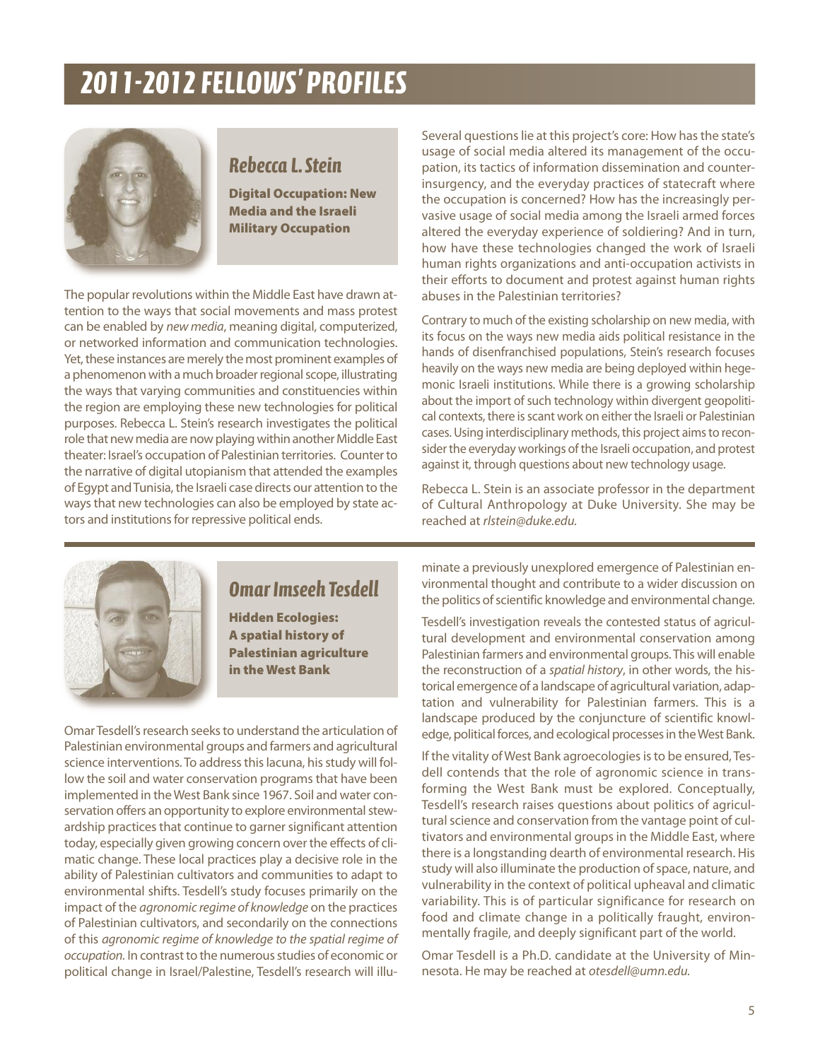# 2011-2012 FELLOWS' PROFILES

## Rebecca L. Stein

**Digital Occupation: New Media and the Israeli Military Occupation**

The popular revolutions within the Middle East have drawn attention to the ways that social movements and mass protest can be enabled by *new media*, meaning digital, computerized, or networked information and communication technologies. Yet, these instances are merely the most prominent examples of a phenomenon with a much broader regional scope, illustrating the ways that varying communities and constituencies within the region are employing these new technologies for political purposes. Rebecca L. Stein's research investigates the political role that new media are now playing within another Middle East theater: Israel's occupation of Palestinian territories. Counter to the narrative of digital utopianism that attended the examples of Egypt and Tunisia, the Israeli case directs our attention to the ways that new technologies can also be employed by state actors and institutions for repressive political ends.

Several questions lie at this project's core: How has the state's usage of social media altered its management of the occupation, its tactics of information dissemination and counterinsurgency, and the everyday practices of statecraft where the occupation is concerned? How has the increasingly pervasive usage of social media among the Israeli armed forces altered the everyday experience of soldiering? And in turn, how have these technologies changed the work of Israeli human rights organizations and anti-occupation activists in their efforts to document and protest against human rights abuses in the Palestinian territories?

Contrary to much of the existing scholarship on new media, with its focus on the ways new media aids political resistance in the hands of disenfranchised populations, Stein's research focuses heavily on the ways new media are being deployed within hegemonic Israeli institutions. While there is a growing scholarship about the import of such technology within divergent geopolitical contexts, there is scant work on either the Israeli or Palestinian cases. Using interdisciplinary methods, this project aims to reconsider the everyday workings of the Israeli occupation, and protest against it, through questions about new technology usage.

Rebecca L. Stein is an associate professor in the department of Cultural Anthropology at Duke University. She may be reached at *rlstein@duke.edu*.

## Omar Imseeh Tesdell

**Hidden Ecologies: A spatial history of Palestinian agriculture in the West Bank**

Omar Tesdell's research seeks to understand the articulation of Palestinian environmental groups and farmers and agricultural science interventions. To address this lacuna, his study will follow the soil and water conservation programs that have been implemented in the West Bank since 1967. Soil and water conservation offers an opportunity to explore environmental stewardship practices that continue to garner significant attention today, especially given growing concern over the effects of climatic change. These local practices play a decisive role in the ability of Palestinian cultivators and communities to adapt to environmental shifts. Tesdell's study focuses primarily on the impact of the *agronomic regime of knowledge* on the practices of Palestinian cultivators, and secondarily on the connections of this *agronomic regime of knowledge to the spatial regime of occupation.* In contrast to the numerous studies of economic or political change in Israel/Palestine, Tesdell's research will illuminate a previously unexplored emergence of Palestinian environmental thought and contribute to a wider discussion on the politics of scientific knowledge and environmental change.

Tesdell's investigation reveals the contested status of agricultural development and environmental conservation among Palestinian farmers and environmental groups. This will enable the reconstruction of a *spatial history*, in other words, the historical emergence of a landscape of agricultural variation, adaptation and vulnerability for Palestinian farmers. This is a landscape produced by the conjuncture of scientific knowledge, political forces, and ecological processes in the West Bank.

If the vitality of West Bank agroecologies is to be ensured, Tesdell contends that the role of agronomic science in transforming the West Bank must be explored. Conceptually, Tesdell's research raises questions about politics of agricultural science and conservation from the vantage point of cultivators and environmental groups in the Middle East, where there is a longstanding dearth of environmental research. His study will also illuminate the production of space, nature, and vulnerability in the context of political upheaval and climatic variability. This is of particular significance for research on food and climate change in a politically fraught, environmentally fragile, and deeply significant part of the world.

Omar Tesdell is a Ph.D. candidate at the University of Minnesota. He may be reached at *otesdell@umn.edu*.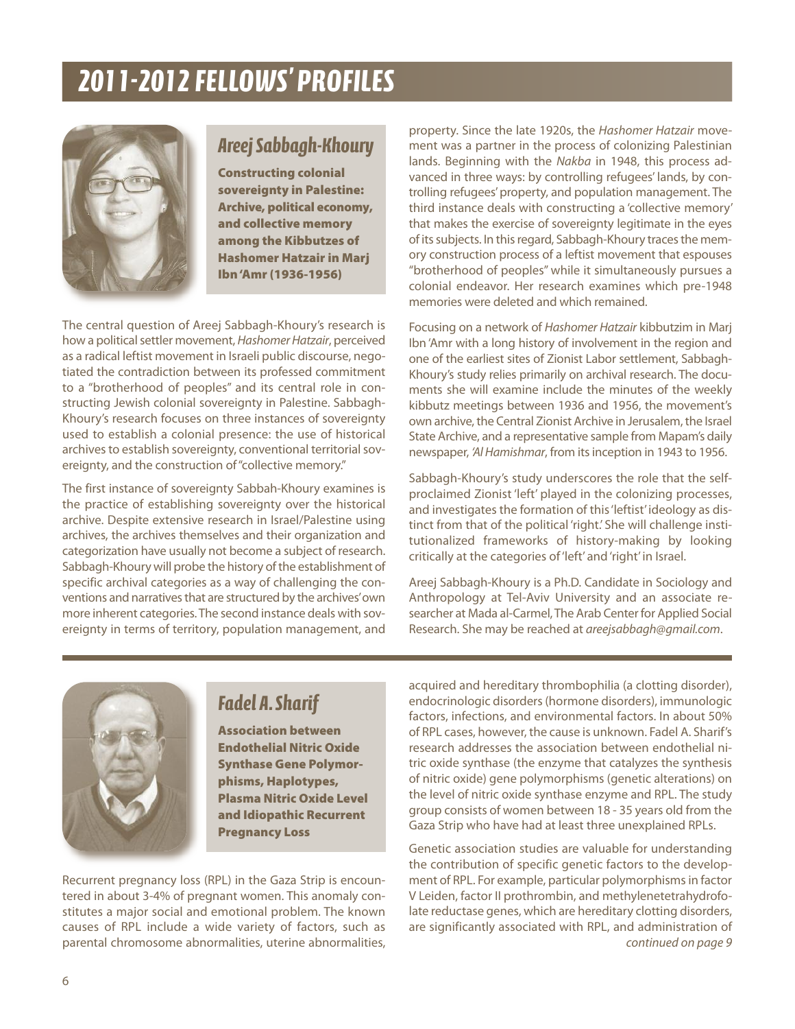# 2011-2012 FELLOWS' PROFILES

## Areej Sabbagh-Khoury

**Constructing colonial sovereignty in Palestine: Archive, political economy, and collective memory among the Kibbutzes of Hashomer Hatzair in Marj Ibn 'Amr (1936-1956)**

The central question of Areej Sabbagh-Khoury's research is how a political settler movement, *Hashomer Hatzair*, perceived as a radical leftist movement in Israeli public discourse, negotiated the contradiction between its professed commitment to a "brotherhood of peoples" and its central role in constructing Jewish colonial sovereignty in Palestine. Sabbagh-Khoury's research focuses on three instances of sovereignty used to establish a colonial presence: the use of historical archives to establish sovereignty, conventional territorial sovereignty, and the construction of "collective memory."

The first instance of sovereignty Sabbah-Khoury examines is the practice of establishing sovereignty over the historical archive. Despite extensive research in Israel/Palestine using archives, the archives themselves and their organization and categorization have usually not become a subject of research. Sabbagh-Khoury will probe the history of the establishment of specific archival categories as a way of challenging the conventions and narratives that are structured by the archives' own more inherent categories. The second instance deals with sovereignty in terms of territory, population management, and property. Since the late 1920s, the *Hashomer Hatzair* movement was a partner in the process of colonizing Palestinian lands. Beginning with the *Nakba* in 1948, this process advanced in three ways: by controlling refugees' lands, by controlling refugees' property, and population management. The third instance deals with constructing a 'collective memory' that makes the exercise of sovereignty legitimate in the eyes of its subjects. In this regard, Sabbagh-Khoury traces the memory construction process of a leftist movement that espouses "brotherhood of peoples" while it simultaneously pursues a colonial endeavor. Her research examines which pre-1948 memories were deleted and which remained.

Focusing on a network of *Hashomer Hatzair* kibbutzim in Marj Ibn 'Amr with a long history of involvement in the region and one of the earliest sites of Zionist Labor settlement, Sabbagh-Khoury's study relies primarily on archival research. The documents she will examine include the minutes of the weekly kibbutz meetings between 1936 and 1956, the movement's own archive, the Central Zionist Archive in Jerusalem, the Israel State Archive, and a representative sample from Mapam's daily newspaper, *'Al Hamishmar*, from its inception in 1943 to 1956.

Sabbagh-Khoury's study underscores the role that the self-proclaimed Zionist 'left' played in the colonizing processes, and investigates the formation of this 'leftist' ideology as distinct from that of the political 'right.' She will challenge institutionalized frameworks of history-making by looking critically at the categories of 'left' and 'right' in Israel.

Areej Sabbagh-Khoury is a Ph.D. Candidate in Sociology and Anthropology at Tel-Aviv University and an associate researcher at Mada al-Carmel, The Arab Center for Applied Social Research. She may be reached at *areejsabbagh@gmail.com*.

## Fadel A. Sharif

**Association between Endothelial Nitric Oxide Synthase Gene Polymorphisms, Haplotypes, Plasma Nitric Oxide Level and Idiopathic Recurrent Pregnancy Loss**

Recurrent pregnancy loss (RPL) in the Gaza Strip is encountered in about 3-4% of pregnant women. This anomaly constitutes a major social and emotional problem. The known causes of RPL include a wide variety of factors, such as parental chromosome abnormalities, uterine abnormalities, acquired and hereditary thrombophilia (a clotting disorder), endocrinologic disorders (hormone disorders), immunologic factors, infections, and environmental factors. In about 50% of RPL cases, however, the cause is unknown. Fadel A. Sharif's research addresses the association between endothelial nitric oxide synthase (the enzyme that catalyzes the synthesis of nitric oxide) gene polymorphisms (genetic alterations) on the level of nitric oxide synthase enzyme and RPL. The study group consists of women between 18 - 35 years old from the Gaza Strip who have had at least three unexplained RPLs.

Genetic association studies are valuable for understanding the contribution of specific genetic factors to the development of RPL. For example, particular polymorphisms in factor V Leiden, factor II prothrombin, and methylenetetrahydrofolate reductase genes, which are hereditary clotting disorders, are significantly associated with RPL, and administration of

*continued on page 9*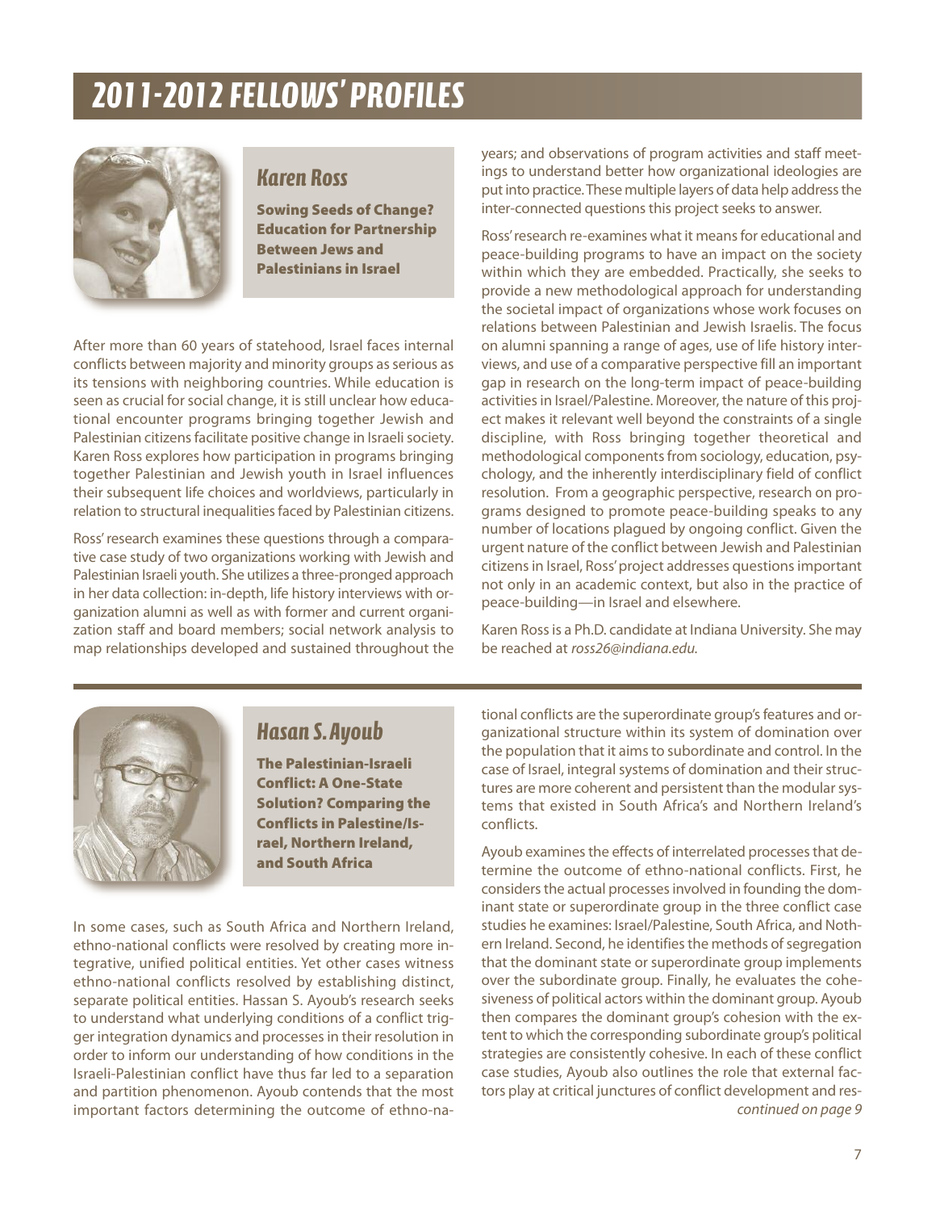# 2011-2012 FELLOWS' PROFILES

## Karen Ross

**Sowing Seeds of Change? Education for Partnership Between Jews and Palestinians in Israel**

After more than 60 years of statehood, Israel faces internal conflicts between majority and minority groups as serious as its tensions with neighboring countries. While education is seen as crucial for social change, it is still unclear how educational encounter programs bringing together Jewish and Palestinian citizens facilitate positive change in Israeli society. Karen Ross explores how participation in programs bringing together Palestinian and Jewish youth in Israel influences their subsequent life choices and worldviews, particularly in relation to structural inequalities faced by Palestinian citizens.

Ross' research examines these questions through a comparative case study of two organizations working with Jewish and Palestinian Israeli youth. She utilizes a three-pronged approach in her data collection: in-depth, life history interviews with organization alumni as well as with former and current organization staff and board members; social network analysis to map relationships developed and sustained throughout the years; and observations of program activities and staff meetings to understand better how organizational ideologies are put into practice. These multiple layers of data help address the inter-connected questions this project seeks to answer.

Ross' research re-examines what it means for educational and peace-building programs to have an impact on the society within which they are embedded. Practically, she seeks to provide a new methodological approach for understanding the societal impact of organizations whose work focuses on relations between Palestinian and Jewish Israelis. The focus on alumni spanning a range of ages, use of life history interviews, and use of a comparative perspective fill an important gap in research on the long-term impact of peace-building activities in Israel/Palestine. Moreover, the nature of this project makes it relevant well beyond the constraints of a single discipline, with Ross bringing together theoretical and methodological components from sociology, education, psychology, and the inherently interdisciplinary field of conflict resolution. From a geographic perspective, research on programs designed to promote peace-building speaks to any number of locations plagued by ongoing conflict. Given the urgent nature of the conflict between Jewish and Palestinian citizens in Israel, Ross' project addresses questions important not only in an academic context, but also in the practice of peace-building—in Israel and elsewhere.

Karen Ross is a Ph.D. candidate at Indiana University. She may be reached at *ross26@indiana.edu.*

## Hasan S. Ayoub

**The Palestinian-Israeli Conflict: A One-State Solution? Comparing the Conflicts in Palestine/Israel, Northern Ireland, and South Africa**

In some cases, such as South Africa and Northern Ireland, ethno-national conflicts were resolved by creating more integrative, unified political entities. Yet other cases witness ethno-national conflicts resolved by establishing distinct, separate political entities. Hassan S. Ayoub's research seeks to understand what underlying conditions of a conflict trigger integration dynamics and processes in their resolution in order to inform our understanding of how conditions in the Israeli-Palestinian conflict have thus far led to a separation and partition phenomenon. Ayoub contends that the most important factors determining the outcome of ethno-national conflicts are the superordinate group's features and organizational structure within its system of domination over the population that it aims to subordinate and control. In the case of Israel, integral systems of domination and their structures are more coherent and persistent than the modular systems that existed in South Africa's and Northern Ireland's conflicts.

Ayoub examines the effects of interrelated processes that determine the outcome of ethno-national conflicts. First, he considers the actual processes involved in founding the dominant state or superordinate group in the three conflict case studies he examines: Israel/Palestine, South Africa, and Nothern Ireland. Second, he identifies the methods of segregation that the dominant state or superordinate group implements over the subordinate group. Finally, he evaluates the cohesiveness of political actors within the dominant group. Ayoub then compares the dominant group's cohesion with the extent to which the corresponding subordinate group's political strategies are consistently cohesive. In each of these conflict case studies, Ayoub also outlines the role that external factors play at critical junctures of conflict development and res-

*continued on page 9*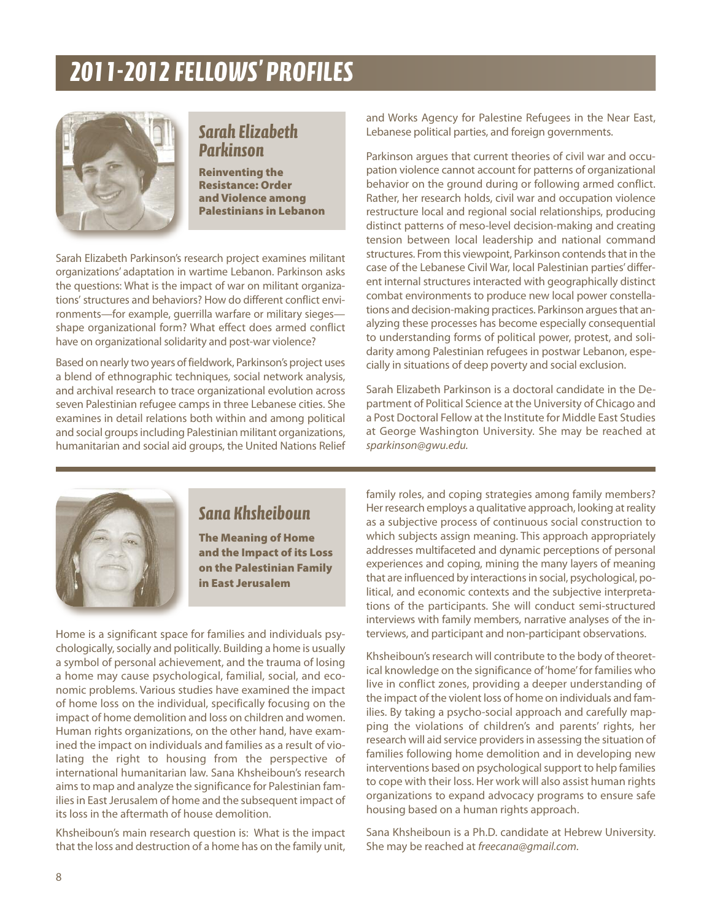# 2011-2012 FELLOWS' PROFILES

## Sarah Elizabeth Parkinson

**Reinventing the Resistance: Order and Violence among Palestinians in Lebanon**

Sarah Elizabeth Parkinson's research project examines militant organizations' adaptation in wartime Lebanon. Parkinson asks the questions: What is the impact of war on militant organizations' structures and behaviors? How do different conflict environments—for example, guerrilla warfare or military sieges—shape organizational form? What effect does armed conflict have on organizational solidarity and post-war violence?

Based on nearly two years of fieldwork, Parkinson's project uses a blend of ethnographic techniques, social network analysis, and archival research to trace organizational evolution across seven Palestinian refugee camps in three Lebanese cities. She examines in detail relations both within and among political and social groups including Palestinian militant organizations, humanitarian and social aid groups, the United Nations Relief and Works Agency for Palestine Refugees in the Near East, Lebanese political parties, and foreign governments.

Parkinson argues that current theories of civil war and occupation violence cannot account for patterns of organizational behavior on the ground during or following armed conflict. Rather, her research holds, civil war and occupation violence restructure local and regional social relationships, producing distinct patterns of meso-level decision-making and creating tension between local leadership and national command structures. From this viewpoint, Parkinson contends that in the case of the Lebanese Civil War, local Palestinian parties' different internal structures interacted with geographically distinct combat environments to produce new local power constellations and decision-making practices. Parkinson argues that analyzing these processes has become especially consequential to understanding forms of political power, protest, and solidarity among Palestinian refugees in postwar Lebanon, especially in situations of deep poverty and social exclusion.

Sarah Elizabeth Parkinson is a doctoral candidate in the Department of Political Science at the University of Chicago and a Post Doctoral Fellow at the Institute for Middle East Studies at George Washington University. She may be reached at *sparkinson@gwu.edu.*

## Sana Khsheiboun

**The Meaning of Home and the Impact of its Loss on the Palestinian Family in East Jerusalem**

Home is a significant space for families and individuals psychologically, socially and politically. Building a home is usually a symbol of personal achievement, and the trauma of losing a home may cause psychological, familial, social, and economic problems. Various studies have examined the impact of home loss on the individual, specifically focusing on the impact of home demolition and loss on children and women. Human rights organizations, on the other hand, have examined the impact on individuals and families as a result of violating the right to housing from the perspective of international humanitarian law. Sana Khsheiboun's research aims to map and analyze the significance for Palestinian families in East Jerusalem of home and the subsequent impact of its loss in the aftermath of house demolition.

Khsheiboun's main research question is: What is the impact that the loss and destruction of a home has on the family unit, family roles, and coping strategies among family members? Her research employs a qualitative approach, looking at reality as a subjective process of continuous social construction to which subjects assign meaning. This approach appropriately addresses multifaceted and dynamic perceptions of personal experiences and coping, mining the many layers of meaning that are influenced by interactions in social, psychological, political, and economic contexts and the subjective interpretations of the participants. She will conduct semi-structured interviews with family members, narrative analyses of the interviews, and participant and non-participant observations.

Khsheiboun's research will contribute to the body of theoretical knowledge on the significance of 'home' for families who live in conflict zones, providing a deeper understanding of the impact of the violent loss of home on individuals and families. By taking a psycho-social approach and carefully mapping the violations of children's and parents' rights, her research will aid service providers in assessing the situation of families following home demolition and in developing new interventions based on psychological support to help families to cope with their loss. Her work will also assist human rights organizations to expand advocacy programs to ensure safe housing based on a human rights approach.

Sana Khsheiboun is a Ph.D. candidate at Hebrew University. She may be reached at *freecana@gmail.com*.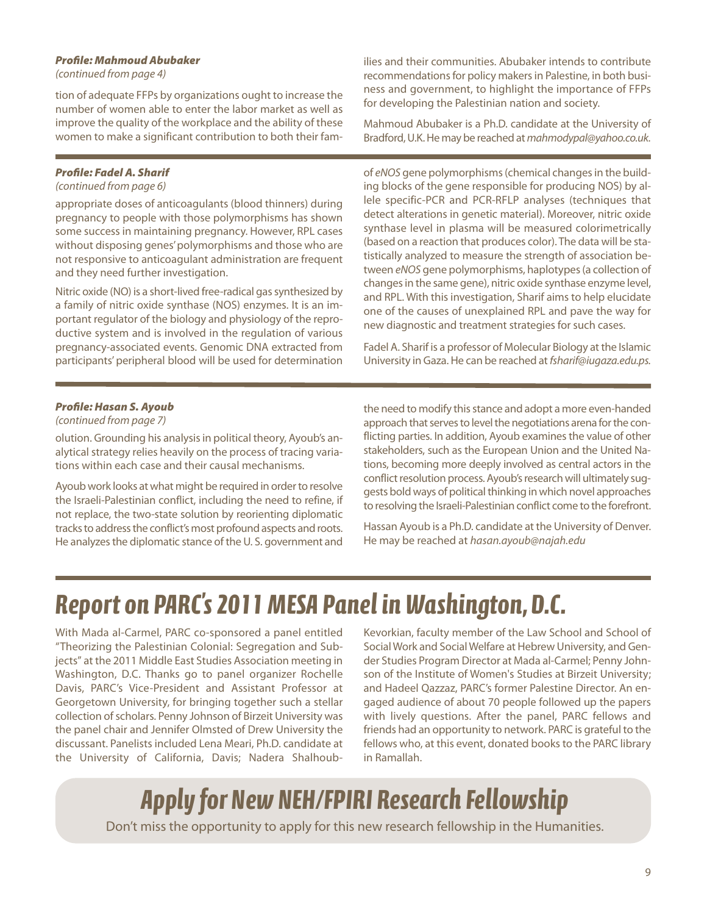### *Profile: Mahmoud Abubaker*

*(continued from page 4)*

tion of adequate FFPs by organizations ought to increase the number of women able to enter the labor market as well as improve the quality of the workplace and the ability of these women to make a significant contribution to both their families and their communities. Abubaker intends to contribute recommendations for policy makers in Palestine, in both business and government, to highlight the importance of FFPs for developing the Palestinian nation and society.

Mahmoud Abubaker is a Ph.D. candidate at the University of Bradford, U.K. He may be reached at *mahmodypal@yahoo.co.uk*.

### *Profile: Fadel A. Sharif*

*(continued from page 6)*

appropriate doses of anticoagulants (blood thinners) during pregnancy to people with those polymorphisms has shown some success in maintaining pregnancy. However, RPL cases without disposing genes' polymorphisms and those who are not responsive to anticoagulant administration are frequent and they need further investigation.

Nitric oxide (NO) is a short-lived free-radical gas synthesized by a family of nitric oxide synthase (NOS) enzymes. It is an important regulator of the biology and physiology of the reproductive system and is involved in the regulation of various pregnancy-associated events. Genomic DNA extracted from participants' peripheral blood will be used for determination of *eNOS* gene polymorphisms (chemical changes in the building blocks of the gene responsible for producing NOS) by allele specific-PCR and PCR-RFLP analyses (techniques that detect alterations in genetic material). Moreover, nitric oxide synthase level in plasma will be measured colorimetrically (based on a reaction that produces color). The data will be statistically analyzed to measure the strength of association between *eNOS* gene polymorphisms, haplotypes (a collection of changes in the same gene), nitric oxide synthase enzyme level, and RPL. With this investigation, Sharif aims to help elucidate one of the causes of unexplained RPL and pave the way for new diagnostic and treatment strategies for such cases.

Fadel A. Sharif is a professor of Molecular Biology at the Islamic University in Gaza. He can be reached at *fsharif@iugaza.edu.ps.*

### *Profile: Hasan S. Ayoub*

*(continued from page 7)*

olution. Grounding his analysis in political theory, Ayoub's analytical strategy relies heavily on the process of tracing variations within each case and their causal mechanisms.

Ayoub work looks at what might be required in order to resolve the Israeli-Palestinian conflict, including the need to refine, if not replace, the two-state solution by reorienting diplomatic tracks to address the conflict's most profound aspects and roots. He analyzes the diplomatic stance of the U. S. government and the need to modify this stance and adopt a more even-handed approach that serves to level the negotiations arena for the conflicting parties. In addition, Ayoub examines the value of other stakeholders, such as the European Union and the United Nations, becoming more deeply involved as central actors in the conflict resolution process. Ayoub's research will ultimately suggests bold ways of political thinking in which novel approaches to resolving the Israeli-Palestinian conflict come to the forefront.

Hassan Ayoub is a Ph.D. candidate at the University of Denver. He may be reached at *hasan.ayoub@najah.edu*

# Report on PARC's 2011 MESA Panel in Washington, D.C.

With Mada al-Carmel, PARC co-sponsored a panel entitled "Theorizing the Palestinian Colonial: Segregation and Subjects" at the 2011 Middle East Studies Association meeting in Washington, D.C. Thanks go to panel organizer Rochelle Davis, PARC's Vice-President and Assistant Professor at Georgetown University, for bringing together such a stellar collection of scholars. Penny Johnson of Birzeit University was the panel chair and Jennifer Olmsted of Drew University the discussant. Panelists included Lena Meari, Ph.D. candidate at the University of California, Davis; Nadera Shalhoub-Kevorkian, faculty member of the Law School and School of Social Work and Social Welfare at Hebrew University, and Gender Studies Program Director at Mada al-Carmel; Penny Johnson of the Institute of Women's Studies at Birzeit University; and Hadeel Qazzaz, PARC's former Palestine Director. An engaged audience of about 70 people followed up the papers with lively questions. After the panel, PARC fellows and friends had an opportunity to network. PARC is grateful to the fellows who, at this event, donated books to the PARC library in Ramallah.

# Apply for New NEH/FPIRI Research Fellowship

Don't miss the opportunity to apply for this new research fellowship in the Humanities.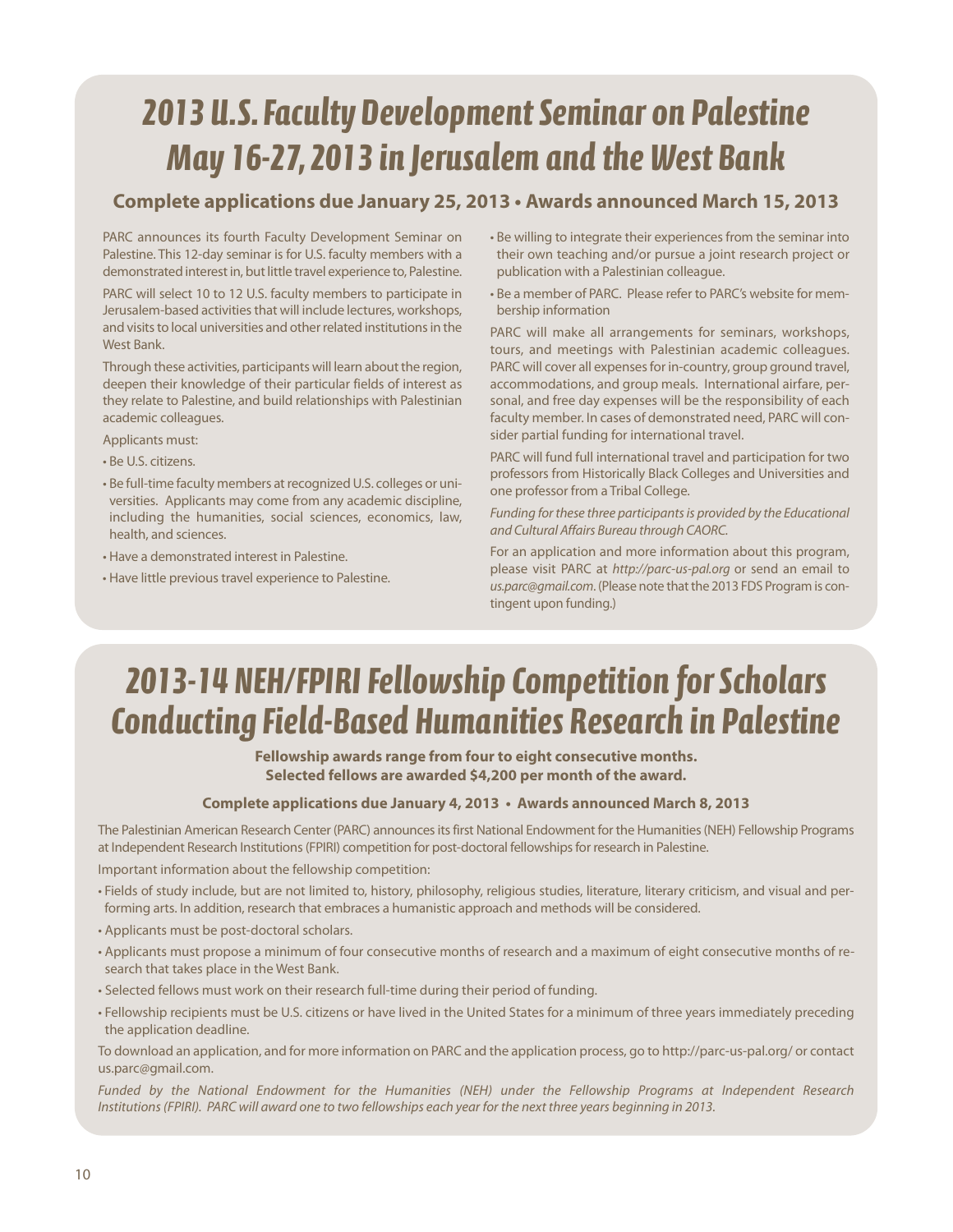# 2013 U.S. Faculty Development Seminar on Palestine May 16-27, 2013 in Jerusalem and the West Bank

**Complete applications due January 25, 2013 • Awards announced March 15, 2013**

PARC announces its fourth Faculty Development Seminar on Palestine. This 12-day seminar is for U.S. faculty members with a demonstrated interest in, but little travel experience to, Palestine.

PARC will select 10 to 12 U.S. faculty members to participate in Jerusalem-based activities that will include lectures, workshops, and visits to local universities and other related institutions in the West Bank.

Through these activities, participants will learn about the region, deepen their knowledge of their particular fields of interest as they relate to Palestine, and build relationships with Palestinian academic colleagues.

Applicants must:

- Be U.S. citizens.
- Be full-time faculty members at recognized U.S. colleges or universities. Applicants may come from any academic discipline, including the humanities, social sciences, economics, law, health, and sciences.
- Have a demonstrated interest in Palestine.
- Have little previous travel experience to Palestine.
- Be willing to integrate their experiences from the seminar into their own teaching and/or pursue a joint research project or publication with a Palestinian colleague.
- Be a member of PARC. Please refer to PARC's website for membership information

PARC will make all arrangements for seminars, workshops, tours, and meetings with Palestinian academic colleagues. PARC will cover all expenses for in-country, group ground travel, accommodations, and group meals. International airfare, personal, and free day expenses will be the responsibility of each faculty member. In cases of demonstrated need, PARC will consider partial funding for international travel.

PARC will fund full international travel and participation for two professors from Historically Black Colleges and Universities and one professor from a Tribal College.

*Funding for these three participants is provided by the Educational and Cultural Affairs Bureau through CAORC.*

For an application and more information about this program, please visit PARC at *http://parc-us-pal.org* or send an email to *us.parc@gmail.com*. (Please note that the 2013 FDS Program is contingent upon funding.)

# 2013-14 NEH/FPIRI Fellowship Competition for Scholars Conducting Field-Based Humanities Research in Palestine

**Fellowship awards range from four to eight consecutive months.**
**Selected fellows are awarded $4,200 per month of the award.**

**Complete applications due January 4, 2013 • Awards announced March 8, 2013**

The Palestinian American Research Center (PARC) announces its first National Endowment for the Humanities (NEH) Fellowship Programs at Independent Research Institutions (FPIRI) competition for post-doctoral fellowships for research in Palestine.

Important information about the fellowship competition:

- Fields of study include, but are not limited to, history, philosophy, religious studies, literature, literary criticism, and visual and performing arts. In addition, research that embraces a humanistic approach and methods will be considered.
- Applicants must be post-doctoral scholars.
- Applicants must propose a minimum of four consecutive months of research and a maximum of eight consecutive months of research that takes place in the West Bank.
- Selected fellows must work on their research full-time during their period of funding.
- Fellowship recipients must be U.S. citizens or have lived in the United States for a minimum of three years immediately preceding the application deadline.

To download an application, and for more information on PARC and the application process, go to http://parc-us-pal.org/ or contact us.parc@gmail.com.

*Funded by the National Endowment for the Humanities (NEH) under the Fellowship Programs at Independent Research Institutions (FPIRI). PARC will award one to two fellowships each year for the next three years beginning in 2013.*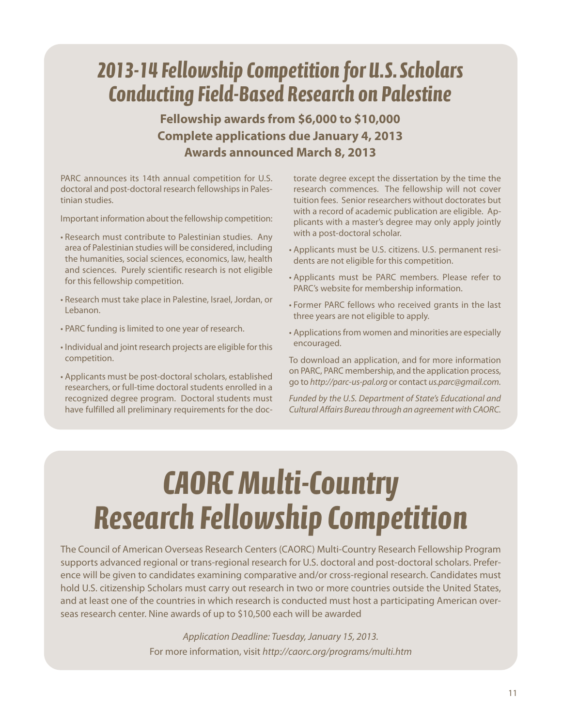# 2013-14 Fellowship Competition for U.S. Scholars Conducting Field-Based Research on Palestine

**Fellowship awards from $6,000 to $10,000**
**Complete applications due January 4, 2013**
**Awards announced March 8, 2013**

PARC announces its 14th annual competition for U.S. doctoral and post-doctoral research fellowships in Palestinian studies.

Important information about the fellowship competition:

- Research must contribute to Palestinian studies. Any area of Palestinian studies will be considered, including the humanities, social sciences, economics, law, health and sciences. Purely scientific research is not eligible for this fellowship competition.
- Research must take place in Palestine, Israel, Jordan, or Lebanon.
- PARC funding is limited to one year of research.
- Individual and joint research projects are eligible for this competition.
- Applicants must be post-doctoral scholars, established researchers, or full-time doctoral students enrolled in a recognized degree program. Doctoral students must have fulfilled all preliminary requirements for the doctorate degree except the dissertation by the time the research commences. The fellowship will not cover tuition fees. Senior researchers without doctorates but with a record of academic publication are eligible. Applicants with a master's degree may only apply jointly with a post-doctoral scholar.
- Applicants must be U.S. citizens. U.S. permanent residents are not eligible for this competition.
- Applicants must be PARC members. Please refer to PARC's website for membership information.
- Former PARC fellows who received grants in the last three years are not eligible to apply.
- Applications from women and minorities are especially encouraged.

To download an application, and for more information on PARC, PARC membership, and the application process, go to *http://parc-us-pal.org* or contact *us.parc@gmail.com.*

*Funded by the U.S. Department of State's Educational and Cultural Affairs Bureau through an agreement with CAORC.*

# CAORC Multi-Country Research Fellowship Competition

The Council of American Overseas Research Centers (CAORC) Multi-Country Research Fellowship Program supports advanced regional or trans-regional research for U.S. doctoral and post-doctoral scholars. Preference will be given to candidates examining comparative and/or cross-regional research. Candidates must hold U.S. citizenship Scholars must carry out research in two or more countries outside the United States, and at least one of the countries in which research is conducted must host a participating American overseas research center. Nine awards of up to $10,500 each will be awarded

*Application Deadline: Tuesday, January 15, 2013.*
For more information, visit *http://caorc.org/programs/multi.htm*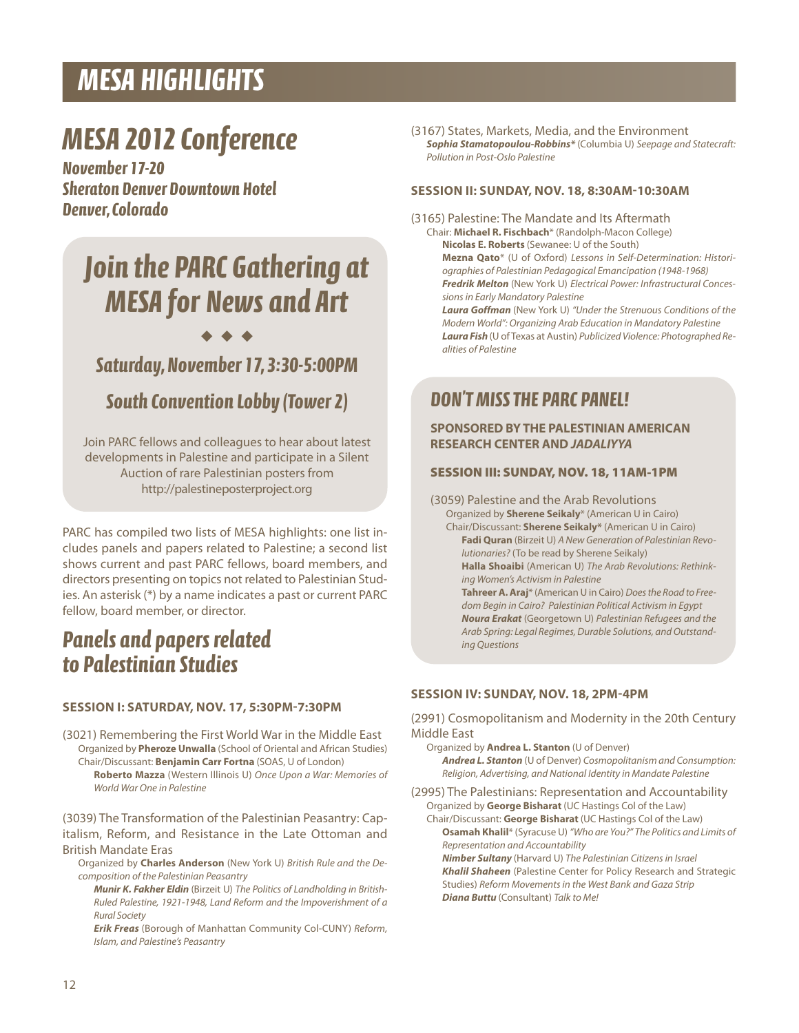# MESA HIGHLIGHTS

## MESA 2012 Conference

**November 17-20**
**Sheraton Denver Downtown Hotel**
**Denver, Colorado**

### Join the PARC Gathering at MESA for News and Art

◆ ◆ ◆

**Saturday, November 17, 3:30-5:00PM**

**South Convention Lobby (Tower 2)**

Join PARC fellows and colleagues to hear about latest developments in Palestine and participate in a Silent Auction of rare Palestinian posters from http://palestineposterproject.org

PARC has compiled two lists of MESA highlights: one list includes panels and papers related to Palestine; a second list shows current and past PARC fellows, board members, and directors presenting on topics not related to Palestinian Studies. An asterisk (*) by a name indicates a past or current PARC fellow, board member, or director.

## Panels and papers related to Palestinian Studies

### SESSION I: SATURDAY, NOV. 17, 5:30PM-7:30PM

(3021) Remembering the First World War in the Middle East
- Organized by **Pheroze Unwalla** (School of Oriental and African Studies)
- Chair/Discussant: **Benjamin Carr Fortna** (SOAS, U of London)
- **Roberto Mazza** (Western Illinois U) *Once Upon a War: Memories of World War One in Palestine*

(3039) The Transformation of the Palestinian Peasantry: Capitalism, Reform, and Resistance in the Late Ottoman and British Mandate Eras
- Organized by **Charles Anderson** (New York U) *British Rule and the Decomposition of the Palestinian Peasantry*
- ***Munir K. Fakher Eldin*** (Birzeit U) *The Politics of Landholding in British-Ruled Palestine, 1921-1948, Land Reform and the Impoverishment of a Rural Society*
- ***Erik Freas*** (Borough of Manhattan Community Col-CUNY) *Reform, Islam, and Palestine's Peasantry*

(3167) States, Markets, Media, and the Environment
- ***Sophia Stamatopoulou-Robbins**** (Columbia U) *Seepage and Statecraft: Pollution in Post-Oslo Palestine*

### SESSION II: SUNDAY, NOV. 18, 8:30AM-10:30AM

(3165) Palestine: The Mandate and Its Aftermath
- Chair: **Michael R. Fischbach*** (Randolph-Macon College)
- **Nicolas E. Roberts** (Sewanee: U of the South)
- **Mezna Qato*** (U of Oxford) *Lessons in Self-Determination: Historiographies of Palestinian Pedagogical Emancipation (1948-1968)*
- ***Fredrik Melton*** (New York U) *Electrical Power: Infrastructural Concessions in Early Mandatory Palestine*
- ***Laura Goffman*** (New York U) *"Under the Strenuous Conditions of the Modern World": Organizing Arab Education in Mandatory Palestine*
- ***Laura Fish*** (U of Texas at Austin) *Publicized Violence: Photographed Realities of Palestine*

### DON'T MISS THE PARC PANEL!

**SPONSORED BY THE PALESTINIAN AMERICAN RESEARCH CENTER AND *JADALIYYA***

### SESSION III: SUNDAY, NOV. 18, 11AM-1PM

(3059) Palestine and the Arab Revolutions
- Organized by **Sherene Seikaly*** (American U in Cairo)
- Chair/Discussant: **Sherene Seikaly*** (American U in Cairo)
- **Fadi Quran** (Birzeit U) *A New Generation of Palestinian Revolutionaries?* (To be read by Sherene Seikaly)
- **Halla Shoaibi** (American U) *The Arab Revolutions: Rethinking Women's Activism in Palestine*
- **Tahreer A. Araj*** (American U in Cairo) *Does the Road to Freedom Begin in Cairo? Palestinian Political Activism in Egypt*
- ***Noura Erakat*** (Georgetown U) *Palestinian Refugees and the Arab Spring: Legal Regimes, Durable Solutions, and Outstanding Questions*

### SESSION IV: SUNDAY, NOV. 18, 2PM-4PM

(2991) Cosmopolitanism and Modernity in the 20th Century Middle East
- Organized by **Andrea L. Stanton** (U of Denver)
- ***Andrea L. Stanton*** (U of Denver) *Cosmopolitanism and Consumption: Religion, Advertising, and National Identity in Mandate Palestine*

(2995) The Palestinians: Representation and Accountability
- Organized by **George Bisharat** (UC Hastings Col of the Law)
- Chair/Discussant: **George Bisharat** (UC Hastings Col of the Law)
- **Osamah Khalil*** (Syracuse U) *"Who are You?" The Politics and Limits of Representation and Accountability*
- ***Nimber Sultany*** (Harvard U) *The Palestinian Citizens in Israel*
- ***Khalil Shaheen*** (Palestine Center for Policy Research and Strategic Studies) *Reform Movements in the West Bank and Gaza Strip*
- ***Diana Buttu*** (Consultant) *Talk to Me!*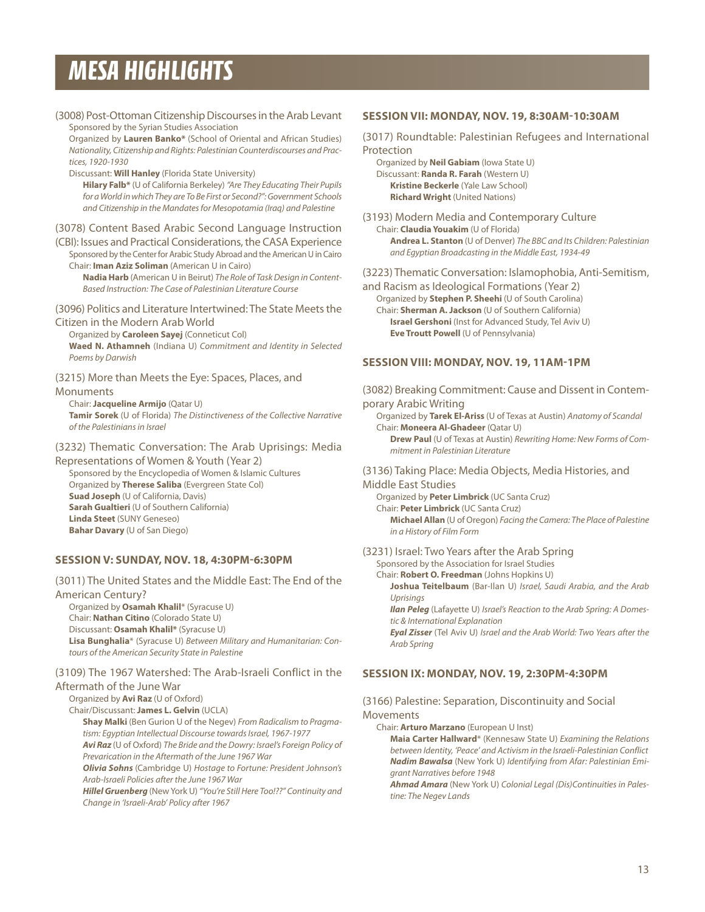# MESA HIGHLIGHTS

(3008) Post-Ottoman Citizenship Discourses in the Arab Levant

Sponsored by the Syrian Studies Association

Organized by **Lauren Banko*** (School of Oriental and African Studies) *Nationality, Citizenship and Rights: Palestinian Counterdiscourses and Practices, 1920-1930*

Discussant: **Will Hanley** (Florida State University)

**Hilary Falb*** (U of California Berkeley) *"Are They Educating Their Pupils for a World in which They are To Be First or Second?": Government Schools and Citizenship in the Mandates for Mesopotamia (Iraq) and Palestine*

(3078) Content Based Arabic Second Language Instruction (CBI): Issues and Practical Considerations, the CASA Experience

Sponsored by the Center for Arabic Study Abroad and the American U in Cairo

Chair: **Iman Aziz Soliman** (American U in Cairo)

**Nadia Harb** (American U in Beirut) *The Role of Task Design in Content-Based Instruction: The Case of Palestinian Literature Course*

(3096) Politics and Literature Intertwined: The State Meets the Citizen in the Modern Arab World

Organized by **Caroleen Sayej** (Conneticut Col)

**Waed N. Athamneh** (Indiana U) *Commitment and Identity in Selected Poems by Darwish*

(3215) More than Meets the Eye: Spaces, Places, and Monuments

Chair: **Jacqueline Armijo** (Qatar U)

**Tamir Sorek** (U of Florida) *The Distinctiveness of the Collective Narrative of the Palestinians in Israel*

(3232) Thematic Conversation: The Arab Uprisings: Media Representations of Women & Youth (Year 2)

Sponsored by the Encyclopedia of Women & Islamic Cultures

Organized by **Therese Saliba** (Evergreen State Col)

**Suad Joseph** (U of California, Davis)

**Sarah Gualtieri** (U of Southern California)

**Linda Steet** (SUNY Geneseo)

**Bahar Davary** (U of San Diego)

## SESSION V: SUNDAY, NOV. 18, 4:30PM-6:30PM

(3011) The United States and the Middle East: The End of the American Century?

Organized by **Osamah Khalil*** (Syracuse U)

Chair: **Nathan Citino** (Colorado State U)

Discussant: **Osamah Khalil*** (Syracuse U)

**Lisa Bunghalia*** (Syracuse U) *Between Military and Humanitarian: Contours of the American Security State in Palestine*

(3109) The 1967 Watershed: The Arab-Israeli Conflict in the Aftermath of the June War

Organized by **Avi Raz** (U of Oxford)

Chair/Discussant: **James L. Gelvin** (UCLA)

**Shay Malki** (Ben Gurion U of the Negev) *From Radicalism to Pragmatism: Egyptian Intellectual Discourse towards Israel, 1967-1977*

***Avi Raz*** (U of Oxford) *The Bride and the Dowry: Israel's Foreign Policy of Prevarication in the Aftermath of the June 1967 War*

***Olivia Sohns*** (Cambridge U) *Hostage to Fortune: President Johnson's Arab-Israeli Policies after the June 1967 War*

***Hillel Gruenberg*** (New York U) *"You're Still Here Too!??" Continuity and Change in 'Israeli-Arab' Policy after 1967*

## SESSION VII: MONDAY, NOV. 19, 8:30AM-10:30AM

(3017) Roundtable: Palestinian Refugees and International Protection

Organized by **Neil Gabiam** (Iowa State U)

Discussant: **Randa R. Farah** (Western U)

**Kristine Beckerle** (Yale Law School)

**Richard Wright** (United Nations)

(3193) Modern Media and Contemporary Culture

Chair: **Claudia Youakim** (U of Florida)

**Andrea L. Stanton** (U of Denver) *The BBC and Its Children: Palestinian and Egyptian Broadcasting in the Middle East, 1934-49*

(3223) Thematic Conversation: Islamophobia, Anti-Semitism, and Racism as Ideological Formations (Year 2)

Organized by **Stephen P. Sheehi** (U of South Carolina)

Chair: **Sherman A. Jackson** (U of Southern California)

**Israel Gershoni** (Inst for Advanced Study, Tel Aviv U)

**Eve Troutt Powell** (U of Pennsylvania)

## SESSION VIII: MONDAY, NOV. 19, 11AM-1PM

(3082) Breaking Commitment: Cause and Dissent in Contemporary Arabic Writing

Organized by **Tarek El-Ariss** (U of Texas at Austin) *Anatomy of Scandal*

Chair: **Moneera Al-Ghadeer** (Qatar U)

**Drew Paul** (U of Texas at Austin) *Rewriting Home: New Forms of Commitment in Palestinian Literature*

(3136) Taking Place: Media Objects, Media Histories, and Middle East Studies

Organized by **Peter Limbrick** (UC Santa Cruz)

Chair: **Peter Limbrick** (UC Santa Cruz)

**Michael Allan** (U of Oregon) *Facing the Camera: The Place of Palestine in a History of Film Form*

(3231) Israel: Two Years after the Arab Spring

Sponsored by the Association for Israel Studies

Chair: **Robert O. Freedman** (Johns Hopkins U)

**Joshua Teitelbaum** (Bar-Ilan U) *Israel, Saudi Arabia, and the Arab Uprisings*

***Ilan Peleg*** (Lafayette U) *Israel's Reaction to the Arab Spring: A Domestic & International Explanation*

***Eyal Zisser*** (Tel Aviv U) *Israel and the Arab World: Two Years after the Arab Spring*

## SESSION IX: MONDAY, NOV. 19, 2:30PM-4:30PM

(3166) Palestine: Separation, Discontinuity and Social Movements

Chair: **Arturo Marzano** (European U Inst)

**Maia Carter Hallward*** (Kennesaw State U) *Examining the Relations between Identity, 'Peace' and Activism in the Israeli-Palestinian Conflict*

***Nadim Bawalsa*** (New York U) *Identifying from Afar: Palestinian Emigrant Narratives before 1948*

***Ahmad Amara*** (New York U) *Colonial Legal (Dis)Continuities in Palestine: The Negev Lands*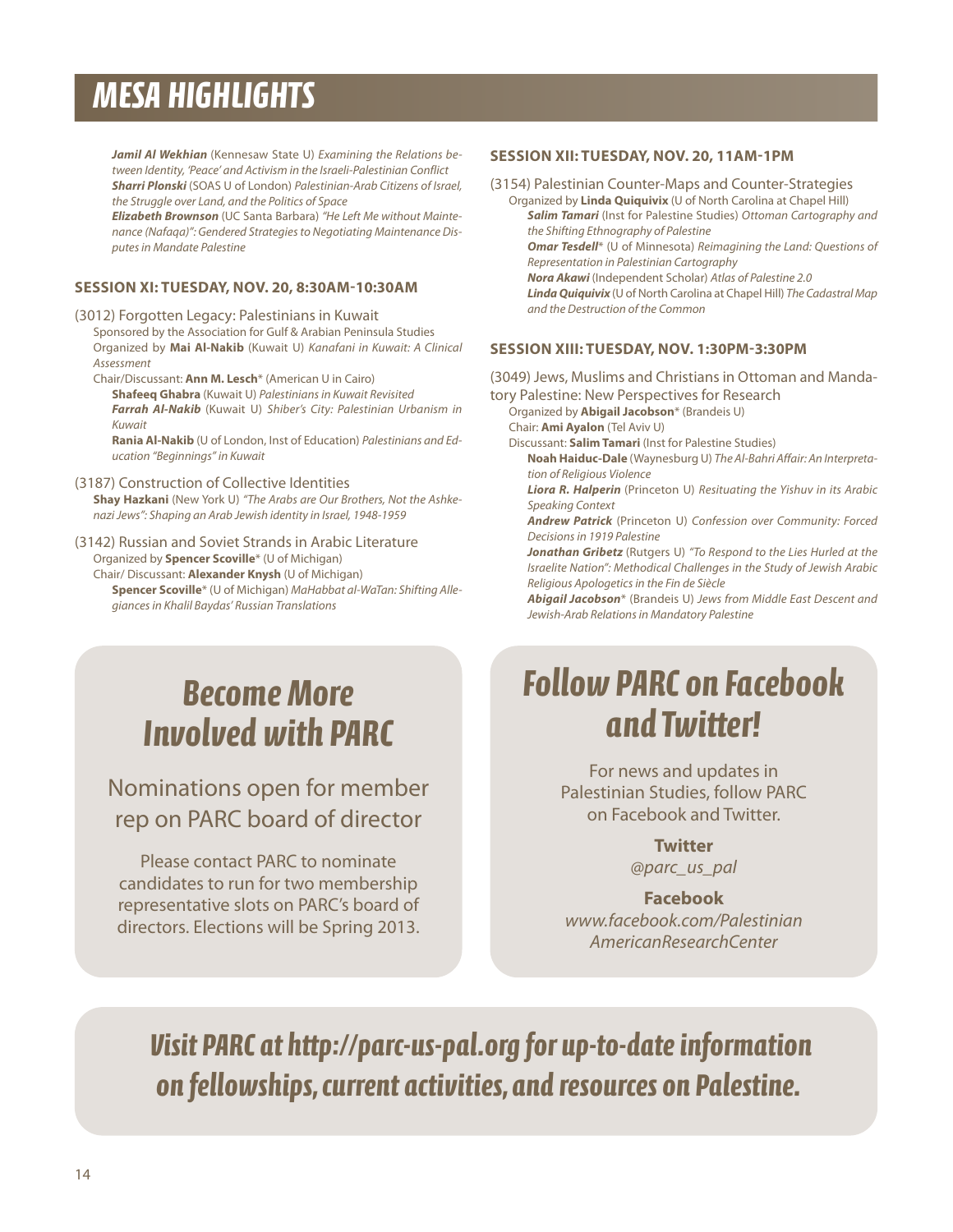# MESA HIGHLIGHTS

***Jamil Al Wekhian*** (Kennesaw State U) *Examining the Relations between Identity, 'Peace' and Activism in the Israeli-Palestinian Conflict*
***Sharri Plonski*** (SOAS U of London) *Palestinian-Arab Citizens of Israel, the Struggle over Land, and the Politics of Space*
***Elizabeth Brownson*** (UC Santa Barbara) *"He Left Me without Maintenance (Nafaqa)": Gendered Strategies to Negotiating Maintenance Disputes in Mandate Palestine*

### SESSION XI: TUESDAY, NOV. 20, 8:30AM-10:30AM

(3012) Forgotten Legacy: Palestinians in Kuwait
Sponsored by the Association for Gulf & Arabian Peninsula Studies
Organized by **Mai Al-Nakib** (Kuwait U) *Kanafani in Kuwait: A Clinical Assessment*
Chair/Discussant: **Ann M. Lesch*** (American U in Cairo)
**Shafeeq Ghabra** (Kuwait U) *Palestinians in Kuwait Revisited*
***Farrah Al-Nakib*** (Kuwait U) *Shiber's City: Palestinian Urbanism in Kuwait*
**Rania Al-Nakib** (U of London, Inst of Education) *Palestinians and Education "Beginnings" in Kuwait*

(3187) Construction of Collective Identities
**Shay Hazkani** (New York U) *"The Arabs are Our Brothers, Not the Ashkenazi Jews": Shaping an Arab Jewish identity in Israel, 1948-1959*

(3142) Russian and Soviet Strands in Arabic Literature
Organized by **Spencer Scoville*** (U of Michigan)
Chair/ Discussant: **Alexander Knysh** (U of Michigan)
**Spencer Scoville*** (U of Michigan) *MaHabbat al-WaTan: Shifting Allegiances in Khalil Baydas' Russian Translations*

### SESSION XII: TUESDAY, NOV. 20, 11AM-1PM

(3154) Palestinian Counter-Maps and Counter-Strategies
Organized by **Linda Quiquivix** (U of North Carolina at Chapel Hill)
***Salim Tamari*** (Inst for Palestine Studies) *Ottoman Cartography and the Shifting Ethnography of Palestine*
***Omar Tesdell**** (U of Minnesota) *Reimagining the Land: Questions of Representation in Palestinian Cartography*
***Nora Akawi*** (Independent Scholar) *Atlas of Palestine 2.0*
***Linda Quiquivix*** (U of North Carolina at Chapel Hill) *The Cadastral Map and the Destruction of the Common*

### SESSION XIII: TUESDAY, NOV. 1:30PM-3:30PM

(3049) Jews, Muslims and Christians in Ottoman and Mandatory Palestine: New Perspectives for Research
Organized by **Abigail Jacobson*** (Brandeis U)
Chair: **Ami Ayalon** (Tel Aviv U)
Discussant: **Salim Tamari** (Inst for Palestine Studies)
**Noah Haiduc-Dale** (Waynesburg U) *The Al-Bahri Affair: An Interpretation of Religious Violence*
***Liora R. Halperin*** (Princeton U) *Resituating the Yishuv in its Arabic Speaking Context*
***Andrew Patrick*** (Princeton U) *Confession over Community: Forced Decisions in 1919 Palestine*
***Jonathan Gribetz*** (Rutgers U) *"To Respond to the Lies Hurled at the Israelite Nation": Methodical Challenges in the Study of Jewish Arabic Religious Apologetics in the Fin de Siècle*
***Abigail Jacobson**** (Brandeis U) *Jews from Middle East Descent and Jewish-Arab Relations in Mandatory Palestine*

## Become More Involved with PARC

Nominations open for member rep on PARC board of director

Please contact PARC to nominate candidates to run for two membership representative slots on PARC's board of directors. Elections will be Spring 2013.

## Follow PARC on Facebook and Twitter!

For news and updates in Palestinian Studies, follow PARC on Facebook and Twitter.

**Twitter**
*@parc_us_pal*

**Facebook**
*www.facebook.com/PalestinianAmericanResearchCenter*

## Visit PARC at http://parc-us-pal.org for up-to-date information on fellowships, current activities, and resources on Palestine.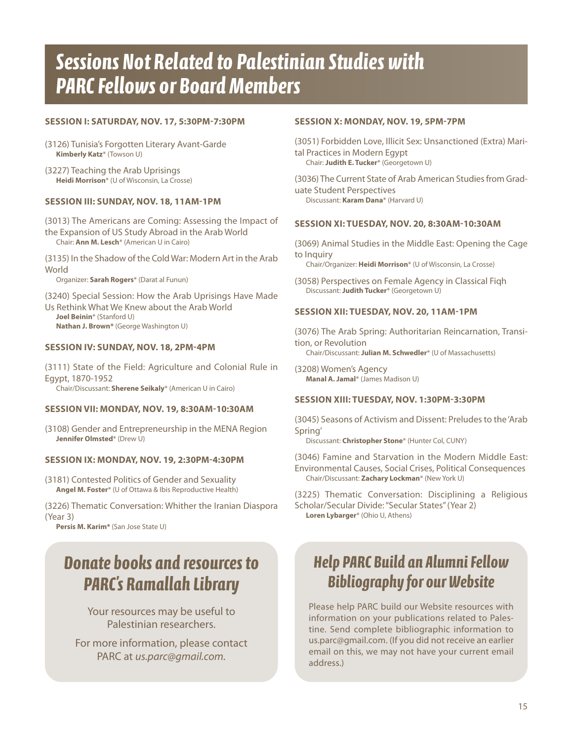# Sessions Not Related to Palestinian Studies with PARC Fellows or Board Members

### SESSION I: SATURDAY, NOV. 17, 5:30PM-7:30PM

(3126) Tunisia's Forgotten Literary Avant-Garde
**Kimberly Katz*** (Towson U)

(3227) Teaching the Arab Uprisings
**Heidi Morrison*** (U of Wisconsin, La Crosse)

### SESSION III: SUNDAY, NOV. 18, 11AM-1PM

(3013) The Americans are Coming: Assessing the Impact of the Expansion of US Study Abroad in the Arab World
Chair: **Ann M. Lesch*** (American U in Cairo)

(3135) In the Shadow of the Cold War: Modern Art in the Arab World
Organizer: **Sarah Rogers*** (Darat al Funun)

(3240) Special Session: How the Arab Uprisings Have Made Us Rethink What We Knew about the Arab World
**Joel Beinin*** (Stanford U)
**Nathan J. Brown*** (George Washington U)

### SESSION IV: SUNDAY, NOV. 18, 2PM-4PM

(3111) State of the Field: Agriculture and Colonial Rule in Egypt, 1870-1952
Chair/Discussant: **Sherene Seikaly*** (American U in Cairo)

### SESSION VII: MONDAY, NOV. 19, 8:30AM-10:30AM

(3108) Gender and Entrepreneurship in the MENA Region
**Jennifer Olmsted*** (Drew U)

### SESSION IX: MONDAY, NOV. 19, 2:30PM-4:30PM

(3181) Contested Politics of Gender and Sexuality
**Angel M. Foster*** (U of Ottawa & Ibis Reproductive Health)

(3226) Thematic Conversation: Whither the Iranian Diaspora (Year 3)
**Persis M. Karim*** (San Jose State U)

### SESSION X: MONDAY, NOV. 19, 5PM-7PM

(3051) Forbidden Love, Illicit Sex: Unsanctioned (Extra) Marital Practices in Modern Egypt
Chair: **Judith E. Tucker*** (Georgetown U)

(3036) The Current State of Arab American Studies from Graduate Student Perspectives
Discussant: **Karam Dana*** (Harvard U)

### SESSION XI: TUESDAY, NOV. 20, 8:30AM-10:30AM

(3069) Animal Studies in the Middle East: Opening the Cage to Inquiry
Chair/Organizer: **Heidi Morrison*** (U of Wisconsin, La Crosse)

(3058) Perspectives on Female Agency in Classical Fiqh
Discussant: **Judith Tucker*** (Georgetown U)

### SESSION XII: TUESDAY, NOV. 20, 11AM-1PM

(3076) The Arab Spring: Authoritarian Reincarnation, Transition, or Revolution
Chair/Discussant: **Julian M. Schwedler*** (U of Massachusetts)

(3208) Women's Agency
**Manal A. Jamal*** (James Madison U)

### SESSION XIII: TUESDAY, NOV. 1:30PM-3:30PM

(3045) Seasons of Activism and Dissent: Preludes to the 'Arab Spring'
Discussant: **Christopher Stone*** (Hunter Col, CUNY)

(3046) Famine and Starvation in the Modern Middle East: Environmental Causes, Social Crises, Political Consequences
Chair/Discussant: **Zachary Lockman*** (New York U)

(3225) Thematic Conversation: Disciplining a Religious Scholar/Secular Divide: "Secular States" (Year 2)
**Loren Lybarger*** (Ohio U, Athens)

## Donate books and resources to PARC's Ramallah Library

Your resources may be useful to Palestinian researchers.

For more information, please contact PARC at *us.parc@gmail.com.*

## Help PARC Build an Alumni Fellow Bibliography for our Website

Please help PARC build our Website resources with information on your publications related to Palestine. Send complete bibliographic information to us.parc@gmail.com. (If you did not receive an earlier email on this, we may not have your current email address.)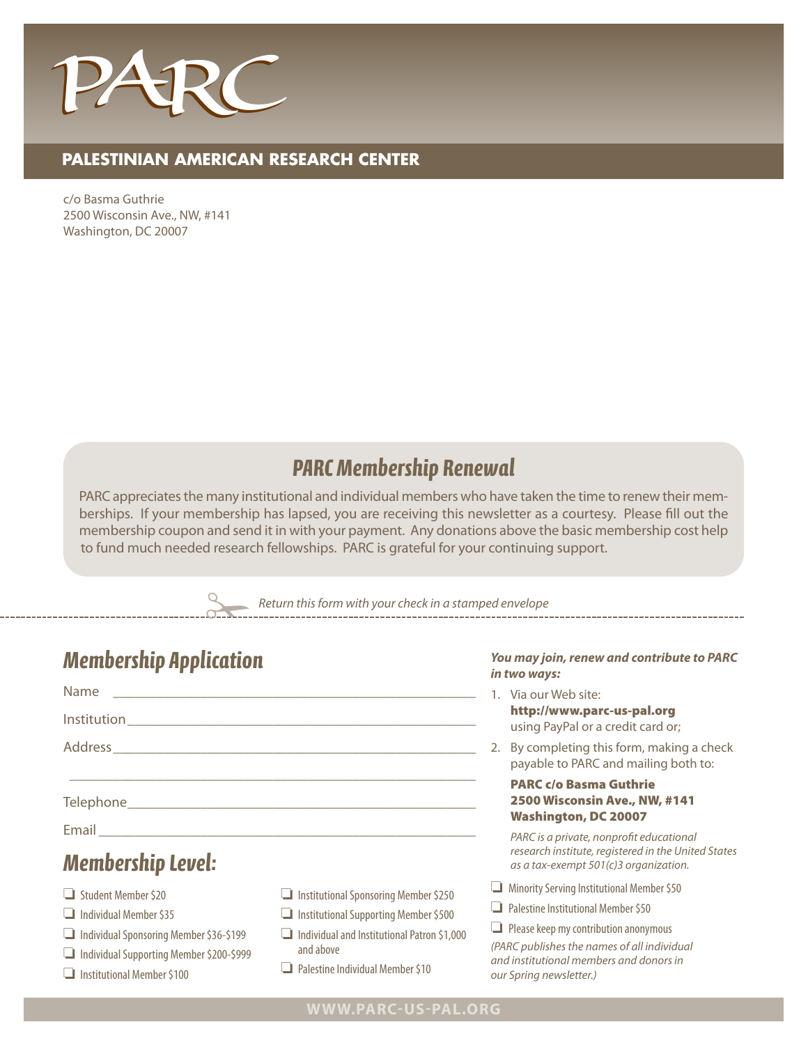# PARC

**PALESTINIAN AMERICAN RESEARCH CENTER**

c/o Basma Guthrie
2500 Wisconsin Ave., NW, #141
Washington, DC 20007

## *PARC Membership Renewal*

PARC appreciates the many institutional and individual members who have taken the time to renew their memberships. If your membership has lapsed, you are receiving this newsletter as a courtesy. Please fill out the membership coupon and send it in with your payment. Any donations above the basic membership cost help to fund much needed research fellowships. PARC is grateful for your continuing support.

*Return this form with your check in a stamped envelope*

## *Membership Application*

Name ______________________________________________

Institution __________________________________________

Address ____________________________________________

___________________________________________________

Telephone __________________________________________

Email ______________________________________________

## *Membership Level:*

- ❑ Student Member $20
- ❑ Individual Member $35
- ❑ Individual Sponsoring Member $36-$199
- ❑ Individual Supporting Member $200-$999
- ❑ Institutional Member $100
- ❑ Institutional Sponsoring Member $250
- ❑ Institutional Supporting Member $500
- ❑ Individual and Institutional Patron $1,000 and above
- ❑ Palestine Individual Member $10
- ❑ Minority Serving Institutional Member $50
- ❑ Palestine Institutional Member $50
- ❑ Please keep my contribution anonymous

*(PARC publishes the names of all individual and institutional members and donors in our Spring newsletter.)*

***You may join, renew and contribute to PARC in two ways:***

1. Via our Web site: **http://www.parc-us-pal.org** using PayPal or a credit card or;
2. By completing this form, making a check payable to PARC and mailing both to:

   **PARC c/o Basma Guthrie**
   **2500 Wisconsin Ave., NW, #141**
   **Washington, DC 20007**

   *PARC is a private, nonprofit educational research institute, registered in the United States as a tax-exempt 501(c)3 organization.*

**WWW.PARC-US-PAL.ORG**